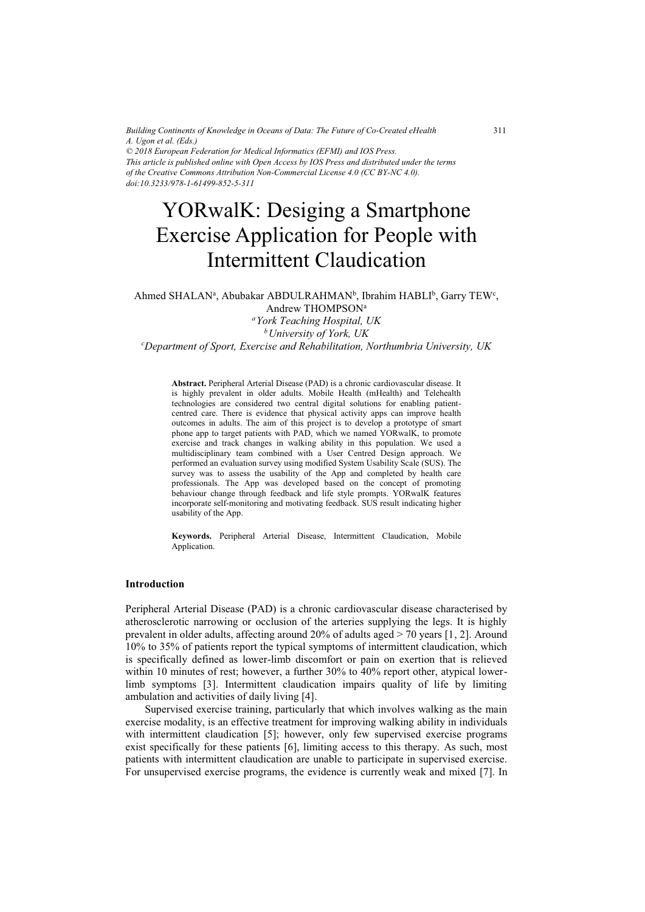# YORwalK: Desiging a Smartphone Exercise Application for People with Intermittent Claudication

Ahmed SHALAN[a], Abubakar ABDULRAHMAN[b], Ibrahim HABLI[b], Garry TEW[c], Andrew THOMPSON[a]

[a] *York Teaching Hospital, UK*

[b] *University of York, UK*

[c] *Department of Sport, Exercise and Rehabilitation, Northumbria University, UK*

**Abstract.** Peripheral Arterial Disease (PAD) is a chronic cardiovascular disease. It is highly prevalent in older adults. Mobile Health (mHealth) and Telehealth technologies are considered two central digital solutions for enabling patient-centred care. There is evidence that physical activity apps can improve health outcomes in adults. The aim of this project is to develop a prototype of smart phone app to target patients with PAD, which we named YORwalK, to promote exercise and track changes in walking ability in this population. We used a multidisciplinary team combined with a User Centred Design approach. We performed an evaluation survey using modified System Usability Scale (SUS). The survey was to assess the usability of the App and completed by health care professionals. The App was developed based on the concept of promoting behaviour change through feedback and life style prompts. YORwalK features incorporate self-monitoring and motivating feedback. SUS result indicating higher usability of the App.

**Keywords.** Peripheral Arterial Disease, Intermittent Claudication, Mobile Application.

## Introduction

Peripheral Arterial Disease (PAD) is a chronic cardiovascular disease characterised by atherosclerotic narrowing or occlusion of the arteries supplying the legs. It is highly prevalent in older adults, affecting around 20% of adults aged > 70 years [1, 2]. Around 10% to 35% of patients report the typical symptoms of intermittent claudication, which is specifically defined as lower-limb discomfort or pain on exertion that is relieved within 10 minutes of rest; however, a further 30% to 40% report other, atypical lower-limb symptoms [3]. Intermittent claudication impairs quality of life by limiting ambulation and activities of daily living [4].

Supervised exercise training, particularly that which involves walking as the main exercise modality, is an effective treatment for improving walking ability in individuals with intermittent claudication [5]; however, only few supervised exercise programs exist specifically for these patients [6], limiting access to this therapy. As such, most patients with intermittent claudication are unable to participate in supervised exercise. For unsupervised exercise programs, the evidence is currently weak and mixed [7]. In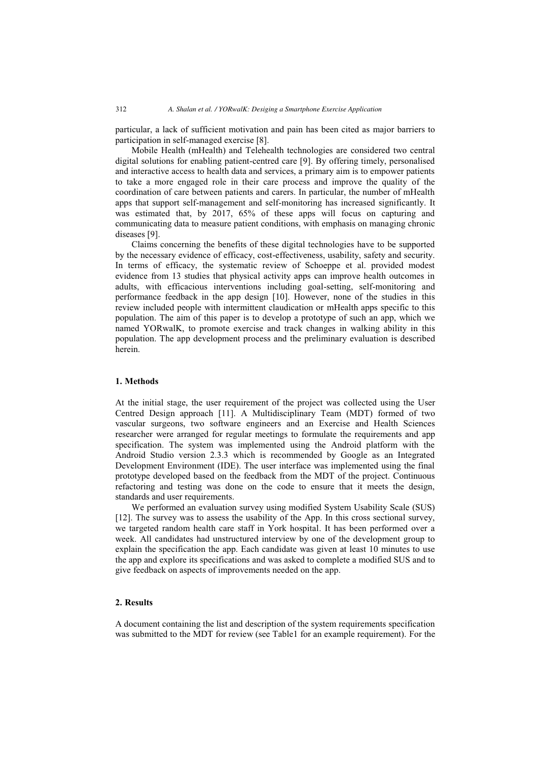particular, a lack of sufficient motivation and pain has been cited as major barriers to participation in self-managed exercise [8].

Mobile Health (mHealth) and Telehealth technologies are considered two central digital solutions for enabling patient-centred care [9]. By offering timely, personalised and interactive access to health data and services, a primary aim is to empower patients to take a more engaged role in their care process and improve the quality of the coordination of care between patients and carers. In particular, the number of mHealth apps that support self-management and self-monitoring has increased significantly. It was estimated that, by 2017, 65% of these apps will focus on capturing and communicating data to measure patient conditions, with emphasis on managing chronic diseases [9].

Claims concerning the benefits of these digital technologies have to be supported by the necessary evidence of efficacy, cost-effectiveness, usability, safety and security. In terms of efficacy, the systematic review of Schoeppe et al. provided modest evidence from 13 studies that physical activity apps can improve health outcomes in adults, with efficacious interventions including goal-setting, self-monitoring and performance feedback in the app design [10]. However, none of the studies in this review included people with intermittent claudication or mHealth apps specific to this population. The aim of this paper is to develop a prototype of such an app, which we named YORwalK, to promote exercise and track changes in walking ability in this population. The app development process and the preliminary evaluation is described herein.

## 1. Methods

At the initial stage, the user requirement of the project was collected using the User Centred Design approach [11]. A Multidisciplinary Team (MDT) formed of two vascular surgeons, two software engineers and an Exercise and Health Sciences researcher were arranged for regular meetings to formulate the requirements and app specification. The system was implemented using the Android platform with the Android Studio version 2.3.3 which is recommended by Google as an Integrated Development Environment (IDE). The user interface was implemented using the final prototype developed based on the feedback from the MDT of the project. Continuous refactoring and testing was done on the code to ensure that it meets the design, standards and user requirements.

We performed an evaluation survey using modified System Usability Scale (SUS) [12]. The survey was to assess the usability of the App. In this cross sectional survey, we targeted random health care staff in York hospital. It has been performed over a week. All candidates had unstructured interview by one of the development group to explain the specification the app. Each candidate was given at least 10 minutes to use the app and explore its specifications and was asked to complete a modified SUS and to give feedback on aspects of improvements needed on the app.

## 2. Results

A document containing the list and description of the system requirements specification was submitted to the MDT for review (see Table1 for an example requirement). For the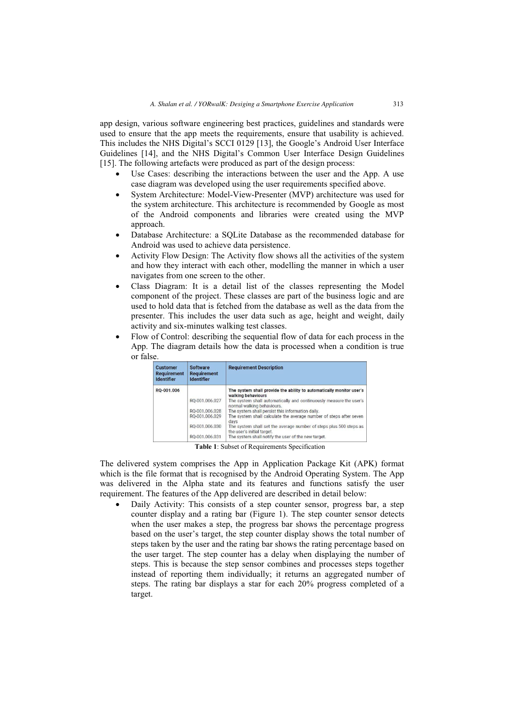app design, various software engineering best practices, guidelines and standards were used to ensure that the app meets the requirements, ensure that usability is achieved. This includes the NHS Digital's SCCI 0129 [13], the Google's Android User Interface Guidelines [14], and the NHS Digital's Common User Interface Design Guidelines [15]. The following artefacts were produced as part of the design process:

- Use Cases: describing the interactions between the user and the App. A use case diagram was developed using the user requirements specified above.
- System Architecture: Model-View-Presenter (MVP) architecture was used for the system architecture. This architecture is recommended by Google as most of the Android components and libraries were created using the MVP approach.
- Database Architecture: a SQLite Database as the recommended database for Android was used to achieve data persistence.
- Activity Flow Design: The Activity flow shows all the activities of the system and how they interact with each other, modelling the manner in which a user navigates from one screen to the other.
- Class Diagram: It is a detail list of the classes representing the Model component of the project. These classes are part of the business logic and are used to hold data that is fetched from the database as well as the data from the presenter. This includes the user data such as age, height and weight, daily activity and six-minutes walking test classes.
- Flow of Control: describing the sequential flow of data for each process in the App. The diagram details how the data is processed when a condition is true or false.

| Customer Requirement Identifier | Software Requirement Identifier | Requirement Description |
|---|---|---|
| RQ-001.006 | | **The system shall provide the ability to automatically monitor user's walking behaviours** |
| | RQ-001.006.027 | The system shall automatically and continuously measure the user's normal walking behaviours. |
| | RQ-001.006.028 | The system shall persist this information daily. |
| | RQ-001.006.029 | The system shall calculate the average number of steps after seven days |
| | RQ-001.006.030 | The system shall set the average number of steps plus 500 steps as the user's initial target. |
| | RQ-001.006.031 | The system shall notify the user of the new target. |

**Table 1**: Subset of Requirements Specification

The delivered system comprises the App in Application Package Kit (APK) format which is the file format that is recognised by the Android Operating System. The App was delivered in the Alpha state and its features and functions satisfy the user requirement. The features of the App delivered are described in detail below:

- Daily Activity: This consists of a step counter sensor, progress bar, a step counter display and a rating bar (Figure 1). The step counter sensor detects when the user makes a step, the progress bar shows the percentage progress based on the user's target, the step counter display shows the total number of steps taken by the user and the rating bar shows the rating percentage based on the user target. The step counter has a delay when displaying the number of steps. This is because the step sensor combines and processes steps together instead of reporting them individually; it returns an aggregated number of steps. The rating bar displays a star for each 20% progress completed of a target.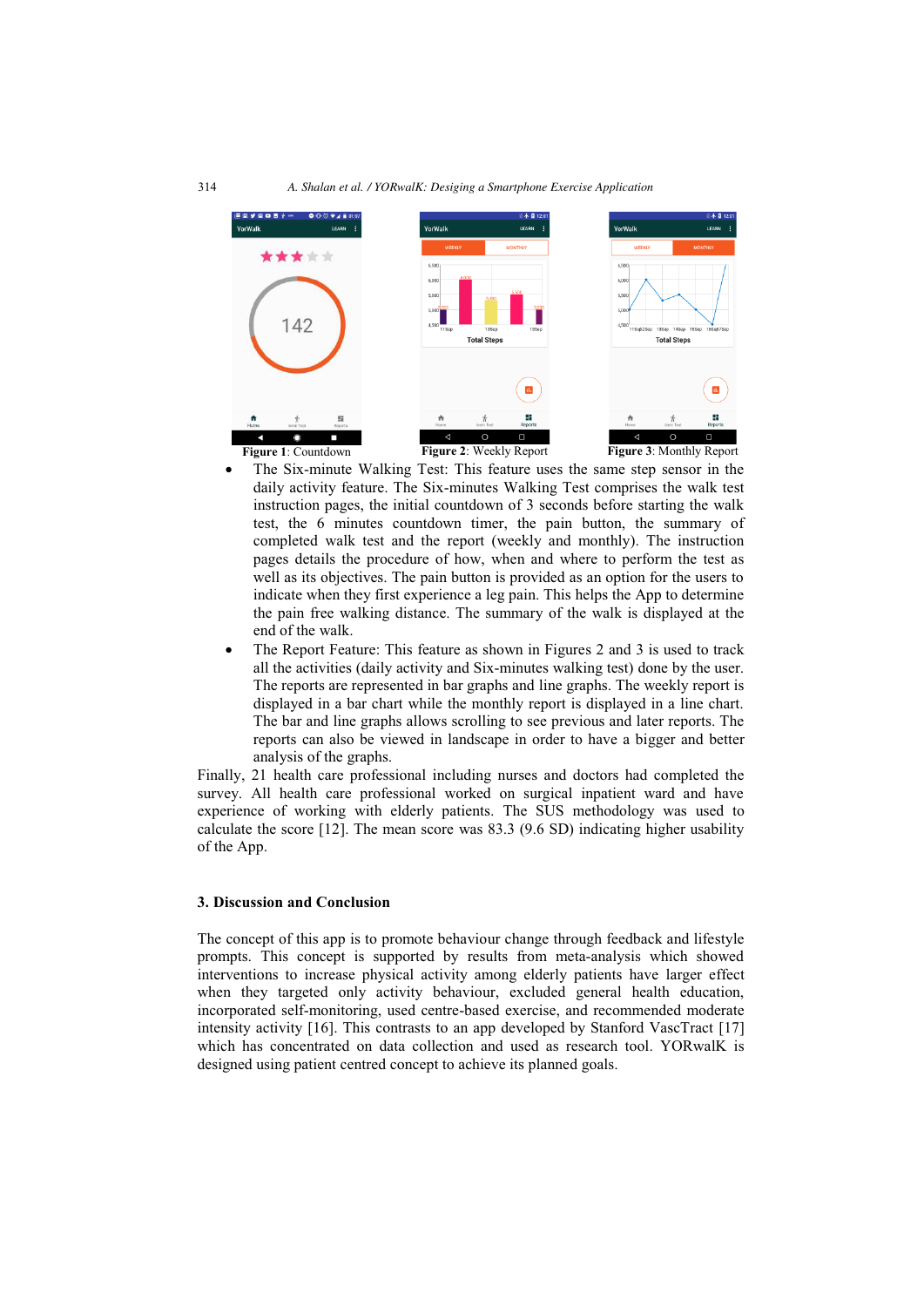Figure 1: Countdown

Figure 2: Weekly Report

Figure 3: Monthly Report

- The Six-minute Walking Test: This feature uses the same step sensor in the daily activity feature. The Six-minutes Walking Test comprises the walk test instruction pages, the initial countdown of 3 seconds before starting the walk test, the 6 minutes countdown timer, the pain button, the summary of completed walk test and the report (weekly and monthly). The instruction pages details the procedure of how, when and where to perform the test as well as its objectives. The pain button is provided as an option for the users to indicate when they first experience a leg pain. This helps the App to determine the pain free walking distance. The summary of the walk is displayed at the end of the walk.
- The Report Feature: This feature as shown in Figures 2 and 3 is used to track all the activities (daily activity and Six-minutes walking test) done by the user. The reports are represented in bar graphs and line graphs. The weekly report is displayed in a bar chart while the monthly report is displayed in a line chart. The bar and line graphs allows scrolling to see previous and later reports. The reports can also be viewed in landscape in order to have a bigger and better analysis of the graphs.

Finally, 21 health care professional including nurses and doctors had completed the survey. All health care professional worked on surgical inpatient ward and have experience of working with elderly patients. The SUS methodology was used to calculate the score [12]. The mean score was 83.3 (9.6 SD) indicating higher usability of the App.

## 3. Discussion and Conclusion

The concept of this app is to promote behaviour change through feedback and lifestyle prompts. This concept is supported by results from meta-analysis which showed interventions to increase physical activity among elderly patients have larger effect when they targeted only activity behaviour, excluded general health education, incorporated self-monitoring, used centre-based exercise, and recommended moderate intensity activity [16]. This contrasts to an app developed by Stanford VascTract [17] which has concentrated on data collection and used as research tool. YORwalK is designed using patient centred concept to achieve its planned goals.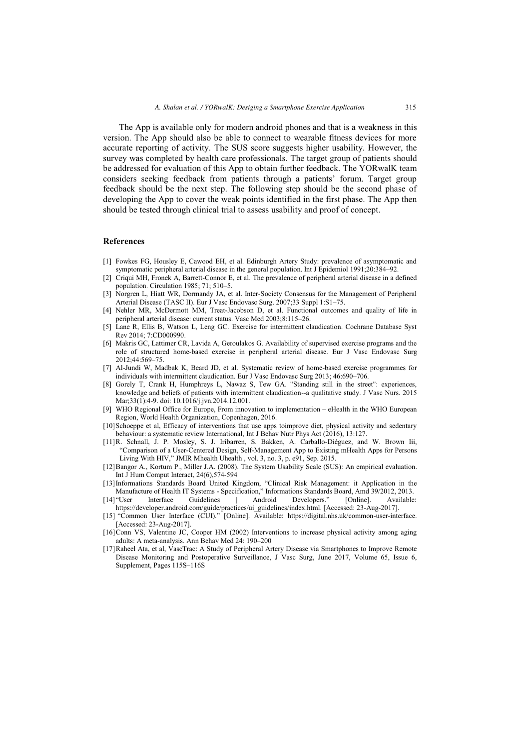The App is available only for modern android phones and that is a weakness in this version. The App should also be able to connect to wearable fitness devices for more accurate reporting of activity. The SUS score suggests higher usability. However, the survey was completed by health care professionals. The target group of patients should be addressed for evaluation of this App to obtain further feedback. The YORwalK team considers seeking feedback from patients through a patients' forum. Target group feedback should be the next step. The following step should be the second phase of developing the App to cover the weak points identified in the first phase. The App then should be tested through clinical trial to assess usability and proof of concept.

## References

[1] Fowkes FG, Housley E, Cawood EH, et al. Edinburgh Artery Study: prevalence of asymptomatic and symptomatic peripheral arterial disease in the general population. Int J Epidemiol 1991;20:384–92.

[2] Criqui MH, Fronek A, Barrett-Connor E, et al. The prevalence of peripheral arterial disease in a defined population. Circulation 1985; 71; 510–5.

[3] Norgren L, Hiatt WR, Dormandy JA, et al. Inter-Society Consensus for the Management of Peripheral Arterial Disease (TASC II). Eur J Vasc Endovasc Surg. 2007;33 Suppl 1:S1–75.

[4] Nehler MR, McDermott MM, Treat-Jacobson D, et al. Functional outcomes and quality of life in peripheral arterial disease: current status. Vasc Med 2003;8:115–26.

[5] Lane R, Ellis B, Watson L, Leng GC. Exercise for intermittent claudication. Cochrane Database Syst Rev 2014; 7:CD000990.

[6] Makris GC, Lattimer CR, Lavida A, Geroulakos G. Availability of supervised exercise programs and the role of structured home-based exercise in peripheral arterial disease. Eur J Vasc Endovasc Surg 2012;44:569–75.

[7] Al-Jundi W, Madbak K, Beard JD, et al. Systematic review of home-based exercise programmes for individuals with intermittent claudication. Eur J Vasc Endovasc Surg 2013; 46:690–706.

[8] Gorely T, Crank H, Humphreys L, Nawaz S, Tew GA. "Standing still in the street": experiences, knowledge and beliefs of patients with intermittent claudication--a qualitative study. J Vasc Nurs. 2015 Mar;33(1):4-9. doi: 10.1016/j.jvn.2014.12.001.

[9] WHO Regional Office for Europe, From innovation to implementation – eHealth in the WHO European Region, World Health Organization, Copenhagen, 2016.

[10] Schoeppe et al, Efficacy of interventions that use apps toimprove diet, physical activity and sedentary behaviour: a systematic review International, Int J Behav Nutr Phys Act (2016), 13:127.

[11] R. Schnall, J. P. Mosley, S. J. Iribarren, S. Bakken, A. Carballo-Diéguez, and W. Brown Iii, "Comparison of a User-Centered Design, Self-Management App to Existing mHealth Apps for Persons Living With HIV," JMIR Mhealth Uhealth , vol. 3, no. 3, p. e91, Sep. 2015.

[12] Bangor A., Kortum P., Miller J.A. (2008). The System Usability Scale (SUS): An empirical evaluation. Int J Hum Comput Interact, 24(6),574-594

[13] Informations Standards Board United Kingdom, "Clinical Risk Management: it Application in the Manufacture of Health IT Systems - Specification," Informations Standards Board, Amd 39/2012, 2013.

[14] "User Interface Guidelines | Android Developers." [Online]. Available: https://developer.android.com/guide/practices/ui_guidelines/index.html. [Accessed: 23-Aug-2017].

[15] "Common User Interface (CUI)." [Online]. Available: https://digital.nhs.uk/common-user-interface. [Accessed: 23-Aug-2017].

[16] Conn VS, Valentine JC, Cooper HM (2002) Interventions to increase physical activity among aging adults: A meta-analysis. Ann Behav Med 24: 190–200

[17] Raheel Ata, et al, VascTrac: A Study of Peripheral Artery Disease via Smartphones to Improve Remote Disease Monitoring and Postoperative Surveillance, J Vasc Surg, June 2017, Volume 65, Issue 6, Supplement, Pages 115S–116S